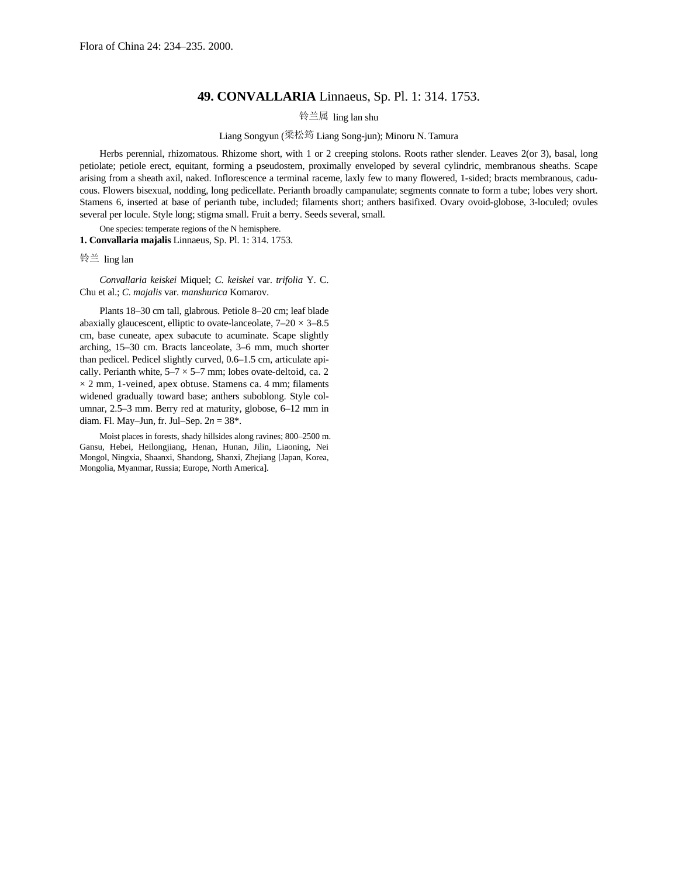Flora of China 24: 234–235. 2000.

# 49. **CONVALLARIA** Linnaeus, Sp. Pl. 1: 314. 1753.

铃兰属 ling lan shu

Liang Songyun (梁松筠 Liang Song-jun); Minoru N. Tamura

Herbs perennial, rhizomatous. Rhizome short, with 1 or 2 creeping stolons. Roots rather slender. Leaves 2(or 3), basal, long petiolate; petiole erect, equitant, forming a pseudostem, proximally enveloped by several cylindric, membranous sheaths. Scape arising from a sheath axil, naked. Inflorescence a terminal raceme, laxly few to many flowered, 1-sided; bracts membranous, caducous. Flowers bisexual, nodding, long pedicellate. Perianth broadly campanulate; segments connate to form a tube; lobes very short. Stamens 6, inserted at base of perianth tube, included; filaments short; anthers basifixed. Ovary ovoid-globose, 3-loculed; ovules several per locule. Style long; stigma small. Fruit a berry. Seeds several, small.

One species: temperate regions of the N hemisphere.

**1. Convallaria majalis** Linnaeus, Sp. Pl. 1: 314. 1753.

铃兰 ling lan

*Convallaria keiskei* Miquel; *C. keiskei* var. *trifolia* Y. C. Chu et al.; *C. majalis* var. *manshurica* Komarov.

Plants 18–30 cm tall, glabrous. Petiole 8–20 cm; leaf blade abaxially glaucescent, elliptic to ovate-lanceolate, 7–20 × 3–8.5 cm, base cuneate, apex subacute to acuminate. Scape slightly arching, 15–30 cm. Bracts lanceolate, 3–6 mm, much shorter than pedicel. Pedicel slightly curved, 0.6–1.5 cm, articulate apically. Perianth white, 5–7 × 5–7 mm; lobes ovate-deltoid, ca. 2 × 2 mm, 1-veined, apex obtuse. Stamens ca. 4 mm; filaments widened gradually toward base; anthers suboblong. Style columnar, 2.5–3 mm. Berry red at maturity, globose, 6–12 mm in diam. Fl. May–Jun, fr. Jul–Sep. $2n = 38$*.

Moist places in forests, shady hillsides along ravines; 800–2500 m. Gansu, Hebei, Heilongjiang, Henan, Hunan, Jilin, Liaoning, Nei Mongol, Ningxia, Shaanxi, Shandong, Shanxi, Zhejiang [Japan, Korea, Mongolia, Myanmar, Russia; Europe, North America].